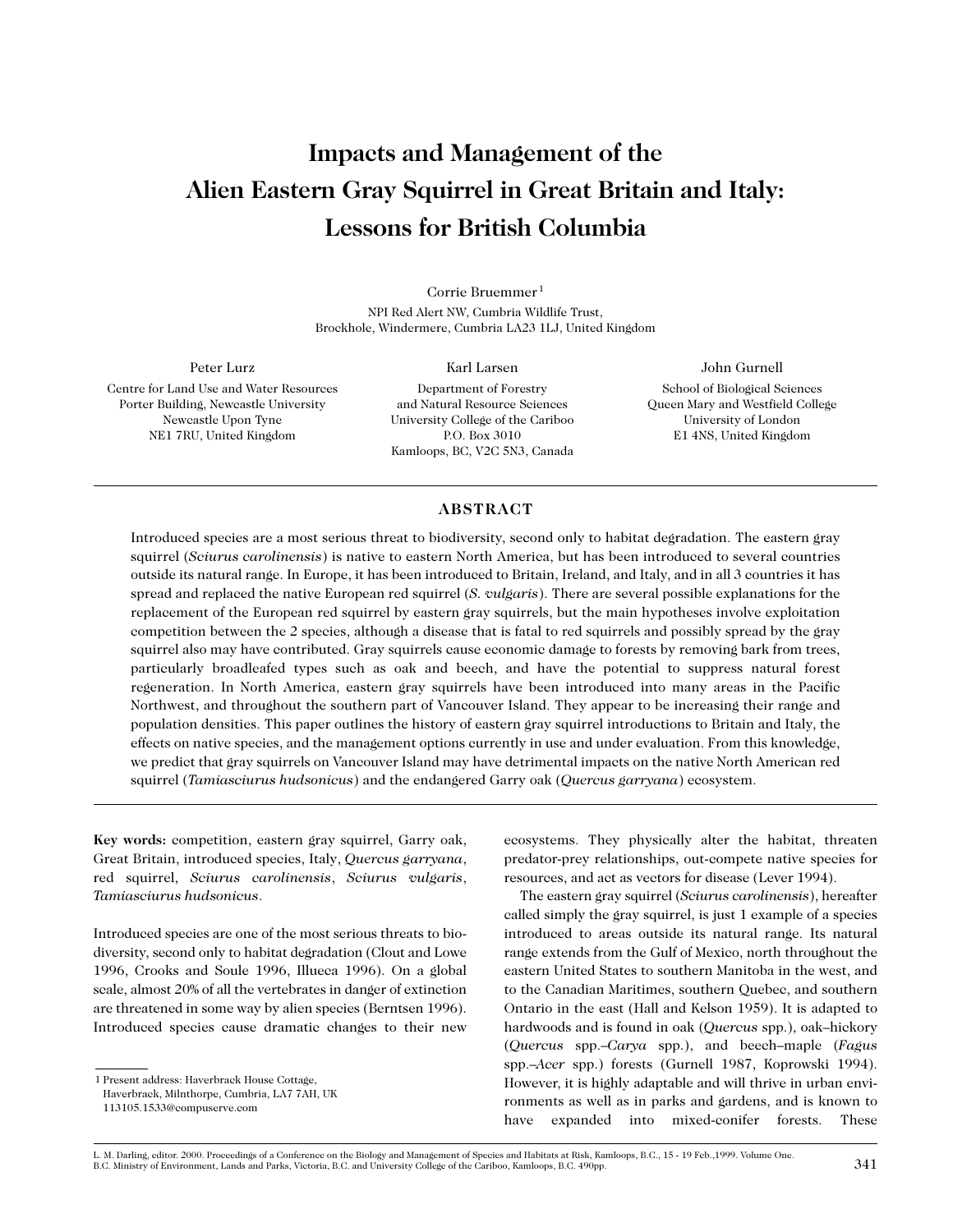# Impacts and Management of the Alien Eastern Gray Squirrel in Great Britain and Italy: Lessons for British Columbia

Corrie Bruemmer[1]
NPI Red Alert NW, Cumbria Wildlife Trust,
Brockhole, Windermere, Cumbria LA23 1LJ, United Kingdom

Peter Lurz
Centre for Land Use and Water Resources
Porter Building, Newcastle University
Newcastle Upon Tyne
NE1 7RU, United Kingdom

Karl Larsen
Department of Forestry
and Natural Resource Sciences
University College of the Cariboo
P.O. Box 3010
Kamloops, BC, V2C 5N3, Canada

John Gurnell
School of Biological Sciences
Queen Mary and Westfield College
University of London
E1 4NS, United Kingdom

## ABSTRACT

Introduced species are a most serious threat to biodiversity, second only to habitat degradation. The eastern gray squirrel (*Sciurus carolinensis*) is native to eastern North America, but has been introduced to several countries outside its natural range. In Europe, it has been introduced to Britain, Ireland, and Italy, and in all 3 countries it has spread and replaced the native European red squirrel (*S. vulgaris*). There are several possible explanations for the replacement of the European red squirrel by eastern gray squirrels, but the main hypotheses involve exploitation competition between the 2 species, although a disease that is fatal to red squirrels and possibly spread by the gray squirrel also may have contributed. Gray squirrels cause economic damage to forests by removing bark from trees, particularly broadleafed types such as oak and beech, and have the potential to suppress natural forest regeneration. In North America, eastern gray squirrels have been introduced into many areas in the Pacific Northwest, and throughout the southern part of Vancouver Island. They appear to be increasing their range and population densities. This paper outlines the history of eastern gray squirrel introductions to Britain and Italy, the effects on native species, and the management options currently in use and under evaluation. From this knowledge, we predict that gray squirrels on Vancouver Island may have detrimental impacts on the native North American red squirrel (*Tamiasciurus hudsonicus*) and the endangered Garry oak (*Quercus garryana*) ecosystem.

**Key words:** competition, eastern gray squirrel, Garry oak, Great Britain, introduced species, Italy, *Quercus garryana*, red squirrel, *Sciurus carolinensis*, *Sciurus vulgaris*, *Tamiasciurus hudsonicus*.

Introduced species are one of the most serious threats to biodiversity, second only to habitat degradation (Clout and Lowe 1996, Crooks and Soule 1996, Illueca 1996). On a global scale, almost 20% of all the vertebrates in danger of extinction are threatened in some way by alien species (Berntsen 1996). Introduced species cause dramatic changes to their new ecosystems. They physically alter the habitat, threaten predator-prey relationships, out-compete native species for resources, and act as vectors for disease (Lever 1994).

The eastern gray squirrel (*Sciurus carolinensis*), hereafter called simply the gray squirrel, is just 1 example of a species introduced to areas outside its natural range. Its natural range extends from the Gulf of Mexico, north throughout the eastern United States to southern Manitoba in the west, and to the Canadian Maritimes, southern Quebec, and southern Ontario in the east (Hall and Kelson 1959). It is adapted to hardwoods and is found in oak (*Quercus* spp.), oak–hickory (*Quercus* spp.–*Carya* spp.), and beech–maple (*Fagus* spp.–*Acer* spp.) forests (Gurnell 1987, Koprowski 1994). However, it is highly adaptable and will thrive in urban environments as well as in parks and gardens, and is known to have expanded into mixed-conifer forests. These

[1] Present address: Haverbrack House Cottage, Haverbrack, Milnthorpe, Cumbria, LA7 7AH, UK 113105.1533@compuserve.com

L. M. Darling, editor. 2000. Proceedings of a Conference on the Biology and Management of Species and Habitats at Risk, Kamloops, B.C., 15 - 19 Feb.,1999. Volume One. B.C. Ministry of Environment, Lands and Parks, Victoria, B.C. and University College of the Cariboo, Kamloops, B.C. 490pp.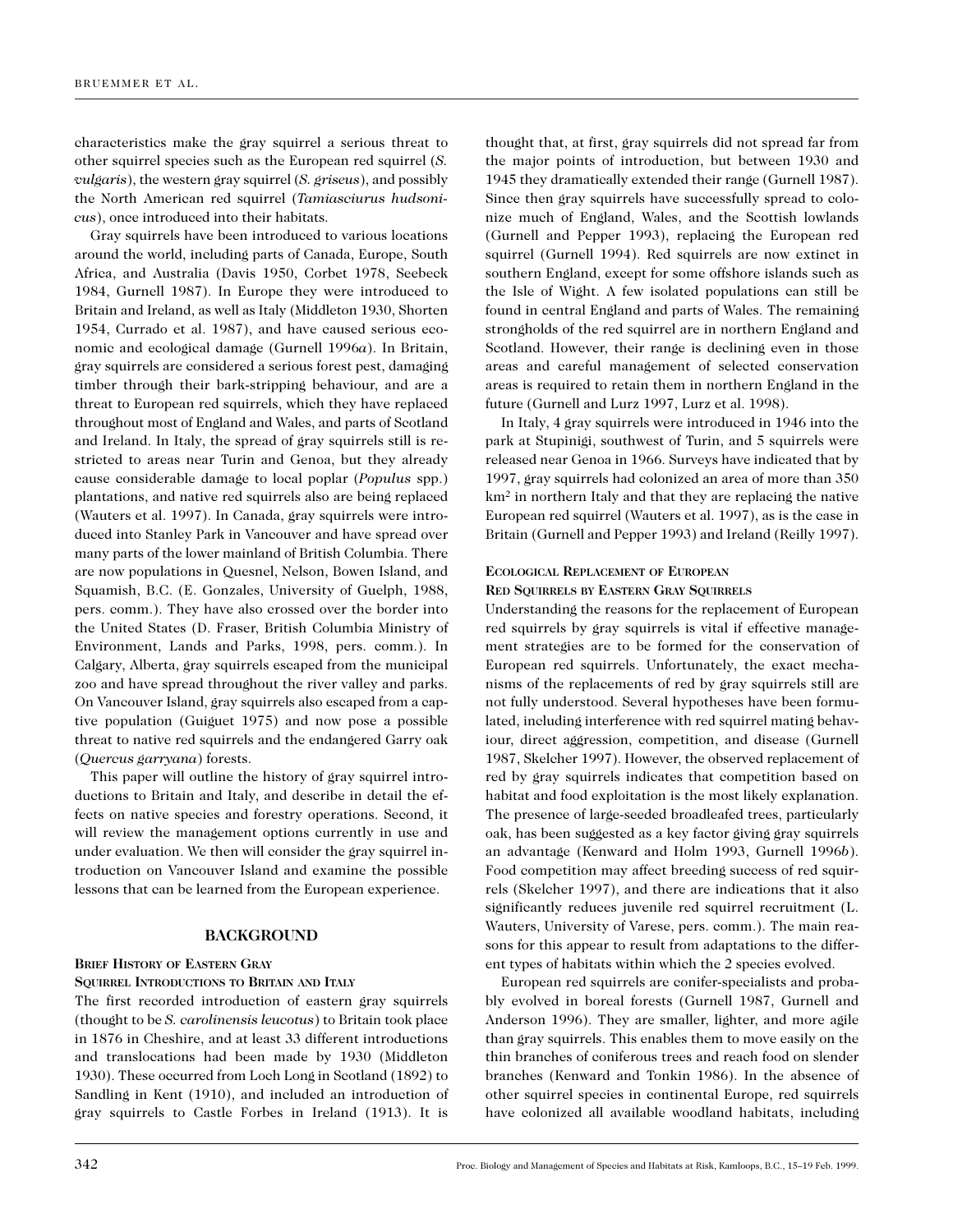characteristics make the gray squirrel a serious threat to other squirrel species such as the European red squirrel (*S. vulgaris*), the western gray squirrel (*S. griseus*), and possibly the North American red squirrel (*Tamiasciurus hudsonicus*), once introduced into their habitats.

Gray squirrels have been introduced to various locations around the world, including parts of Canada, Europe, South Africa, and Australia (Davis 1950, Corbet 1978, Seebeck 1984, Gurnell 1987). In Europe they were introduced to Britain and Ireland, as well as Italy (Middleton 1930, Shorten 1954, Currado et al. 1987), and have caused serious economic and ecological damage (Gurnell 1996*a*). In Britain, gray squirrels are considered a serious forest pest, damaging timber through their bark-stripping behaviour, and are a threat to European red squirrels, which they have replaced throughout most of England and Wales, and parts of Scotland and Ireland. In Italy, the spread of gray squirrels still is restricted to areas near Turin and Genoa, but they already cause considerable damage to local poplar (*Populus* spp.) plantations, and native red squirrels also are being replaced (Wauters et al. 1997). In Canada, gray squirrels were introduced into Stanley Park in Vancouver and have spread over many parts of the lower mainland of British Columbia. There are now populations in Quesnel, Nelson, Bowen Island, and Squamish, B.C. (E. Gonzales, University of Guelph, 1988, pers. comm.). They have also crossed over the border into the United States (D. Fraser, British Columbia Ministry of Environment, Lands and Parks, 1998, pers. comm.). In Calgary, Alberta, gray squirrels escaped from the municipal zoo and have spread throughout the river valley and parks. On Vancouver Island, gray squirrels also escaped from a captive population (Guiguet 1975) and now pose a possible threat to native red squirrels and the endangered Garry oak (*Quercus garryana*) forests.

This paper will outline the history of gray squirrel introductions to Britain and Italy, and describe in detail the effects on native species and forestry operations. Second, it will review the management options currently in use and under evaluation. We then will consider the gray squirrel introduction on Vancouver Island and examine the possible lessons that can be learned from the European experience.

## BACKGROUND

### Brief History of Eastern Gray Squirrel Introductions to Britain and Italy

The first recorded introduction of eastern gray squirrels (thought to be *S. carolinensis leucotus*) to Britain took place in 1876 in Cheshire, and at least 33 different introductions and translocations had been made by 1930 (Middleton 1930). These occurred from Loch Long in Scotland (1892) to Sandling in Kent (1910), and included an introduction of gray squirrels to Castle Forbes in Ireland (1913). It is thought that, at first, gray squirrels did not spread far from the major points of introduction, but between 1930 and 1945 they dramatically extended their range (Gurnell 1987). Since then gray squirrels have successfully spread to colonize much of England, Wales, and the Scottish lowlands (Gurnell and Pepper 1993), replacing the European red squirrel (Gurnell 1994). Red squirrels are now extinct in southern England, except for some offshore islands such as the Isle of Wight. A few isolated populations can still be found in central England and parts of Wales. The remaining strongholds of the red squirrel are in northern England and Scotland. However, their range is declining even in those areas and careful management of selected conservation areas is required to retain them in northern England in the future (Gurnell and Lurz 1997, Lurz et al. 1998).

In Italy, 4 gray squirrels were introduced in 1946 into the park at Stupinigi, southwest of Turin, and 5 squirrels were released near Genoa in 1966. Surveys have indicated that by 1997, gray squirrels had colonized an area of more than 350 km$^2$ in northern Italy and that they are replacing the native European red squirrel (Wauters et al. 1997), as is the case in Britain (Gurnell and Pepper 1993) and Ireland (Reilly 1997).

### Ecological Replacement of European Red Squirrels by Eastern Gray Squirrels

Understanding the reasons for the replacement of European red squirrels by gray squirrels is vital if effective management strategies are to be formed for the conservation of European red squirrels. Unfortunately, the exact mechanisms of the replacements of red by gray squirrels still are not fully understood. Several hypotheses have been formulated, including interference with red squirrel mating behaviour, direct aggression, competition, and disease (Gurnell 1987, Skelcher 1997). However, the observed replacement of red by gray squirrels indicates that competition based on habitat and food exploitation is the most likely explanation. The presence of large-seeded broadleafed trees, particularly oak, has been suggested as a key factor giving gray squirrels an advantage (Kenward and Holm 1993, Gurnell 1996*b*). Food competition may affect breeding success of red squirrels (Skelcher 1997), and there are indications that it also significantly reduces juvenile red squirrel recruitment (L. Wauters, University of Varese, pers. comm.). The main reasons for this appear to result from adaptations to the different types of habitats within which the 2 species evolved.

European red squirrels are conifer-specialists and probably evolved in boreal forests (Gurnell 1987, Gurnell and Anderson 1996). They are smaller, lighter, and more agile than gray squirrels. This enables them to move easily on the thin branches of coniferous trees and reach food on slender branches (Kenward and Tonkin 1986). In the absence of other squirrel species in continental Europe, red squirrels have colonized all available woodland habitats, including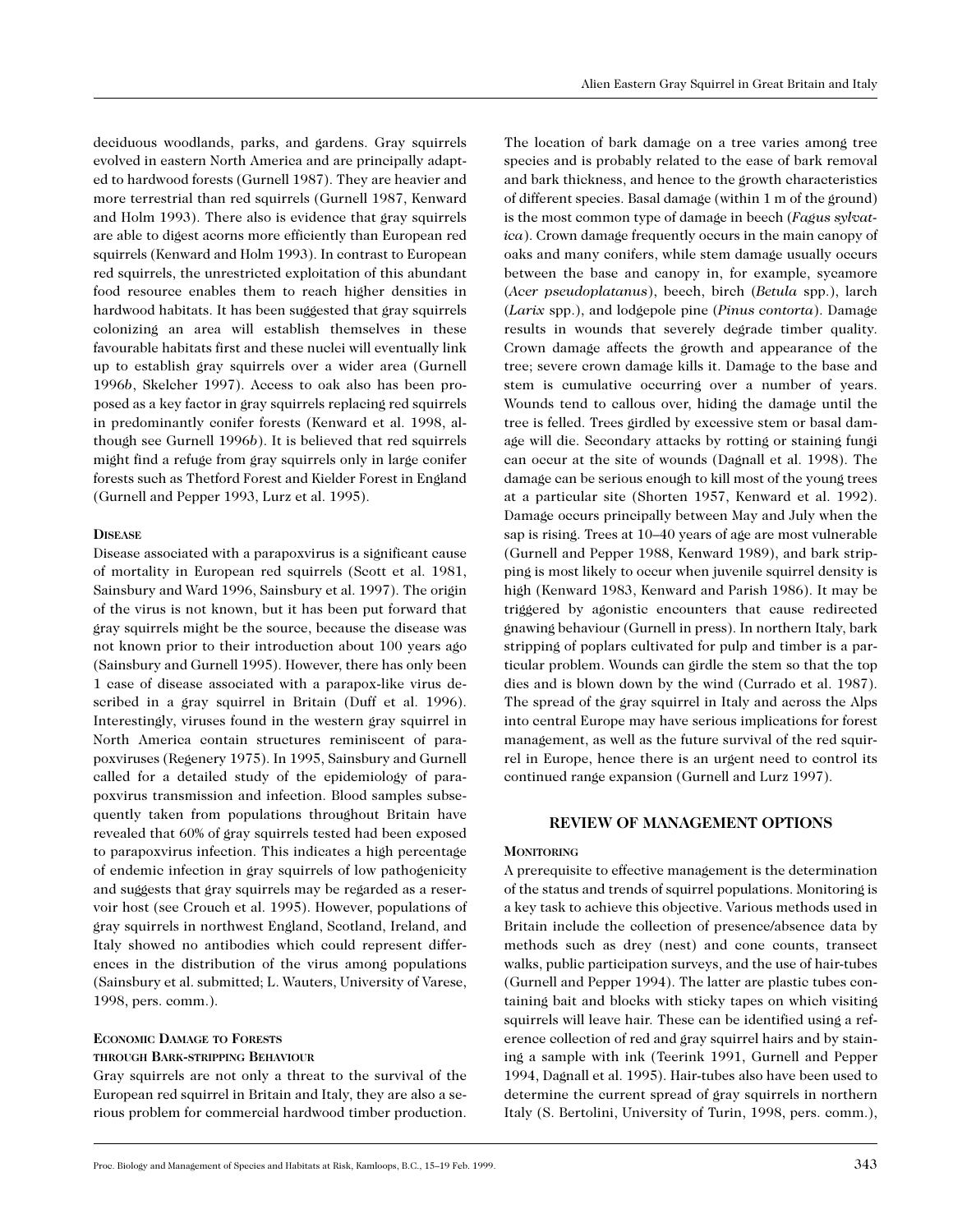deciduous woodlands, parks, and gardens. Gray squirrels evolved in eastern North America and are principally adapted to hardwood forests (Gurnell 1987). They are heavier and more terrestrial than red squirrels (Gurnell 1987, Kenward and Holm 1993). There also is evidence that gray squirrels are able to digest acorns more efficiently than European red squirrels (Kenward and Holm 1993). In contrast to European red squirrels, the unrestricted exploitation of this abundant food resource enables them to reach higher densities in hardwood habitats. It has been suggested that gray squirrels colonizing an area will establish themselves in these favourable habitats first and these nuclei will eventually link up to establish gray squirrels over a wider area (Gurnell 1996*b*, Skelcher 1997). Access to oak also has been proposed as a key factor in gray squirrels replacing red squirrels in predominantly conifer forests (Kenward et al. 1998, although see Gurnell 1996*b*). It is believed that red squirrels might find a refuge from gray squirrels only in large conifer forests such as Thetford Forest and Kielder Forest in England (Gurnell and Pepper 1993, Lurz et al. 1995).

### Disease

Disease associated with a parapoxvirus is a significant cause of mortality in European red squirrels (Scott et al. 1981, Sainsbury and Ward 1996, Sainsbury et al. 1997). The origin of the virus is not known, but it has been put forward that gray squirrels might be the source, because the disease was not known prior to their introduction about 100 years ago (Sainsbury and Gurnell 1995). However, there has only been 1 case of disease associated with a parapox-like virus described in a gray squirrel in Britain (Duff et al. 1996). Interestingly, viruses found in the western gray squirrel in North America contain structures reminiscent of parapoxviruses (Regenery 1975). In 1995, Sainsbury and Gurnell called for a detailed study of the epidemiology of parapoxvirus transmission and infection. Blood samples subsequently taken from populations throughout Britain have revealed that 60% of gray squirrels tested had been exposed to parapoxvirus infection. This indicates a high percentage of endemic infection in gray squirrels of low pathogenicity and suggests that gray squirrels may be regarded as a reservoir host (see Crouch et al. 1995). However, populations of gray squirrels in northwest England, Scotland, Ireland, and Italy showed no antibodies which could represent differences in the distribution of the virus among populations (Sainsbury et al. submitted; L. Wauters, University of Varese, 1998, pers. comm.).

### Economic Damage to Forests through Bark-stripping Behaviour

Gray squirrels are not only a threat to the survival of the European red squirrel in Britain and Italy, they are also a serious problem for commercial hardwood timber production. The location of bark damage on a tree varies among tree species and is probably related to the ease of bark removal and bark thickness, and hence to the growth characteristics of different species. Basal damage (within 1 m of the ground) is the most common type of damage in beech (*Fagus sylvatica*). Crown damage frequently occurs in the main canopy of oaks and many conifers, while stem damage usually occurs between the base and canopy in, for example, sycamore (*Acer pseudoplatanus*), beech, birch (*Betula* spp.), larch (*Larix* spp.), and lodgepole pine (*Pinus contorta*). Damage results in wounds that severely degrade timber quality. Crown damage affects the growth and appearance of the tree; severe crown damage kills it. Damage to the base and stem is cumulative occurring over a number of years. Wounds tend to callous over, hiding the damage until the tree is felled. Trees girdled by excessive stem or basal damage will die. Secondary attacks by rotting or staining fungi can occur at the site of wounds (Dagnall et al. 1998). The damage can be serious enough to kill most of the young trees at a particular site (Shorten 1957, Kenward et al. 1992). Damage occurs principally between May and July when the sap is rising. Trees at 10–40 years of age are most vulnerable (Gurnell and Pepper 1988, Kenward 1989), and bark stripping is most likely to occur when juvenile squirrel density is high (Kenward 1983, Kenward and Parish 1986). It may be triggered by agonistic encounters that cause redirected gnawing behaviour (Gurnell in press). In northern Italy, bark stripping of poplars cultivated for pulp and timber is a particular problem. Wounds can girdle the stem so that the top dies and is blown down by the wind (Currado et al. 1987). The spread of the gray squirrel in Italy and across the Alps into central Europe may have serious implications for forest management, as well as the future survival of the red squirrel in Europe, hence there is an urgent need to control its continued range expansion (Gurnell and Lurz 1997).

## REVIEW OF MANAGEMENT OPTIONS

### Monitoring

A prerequisite to effective management is the determination of the status and trends of squirrel populations. Monitoring is a key task to achieve this objective. Various methods used in Britain include the collection of presence/absence data by methods such as drey (nest) and cone counts, transect walks, public participation surveys, and the use of hair-tubes (Gurnell and Pepper 1994). The latter are plastic tubes containing bait and blocks with sticky tapes on which visiting squirrels will leave hair. These can be identified using a reference collection of red and gray squirrel hairs and by staining a sample with ink (Teerink 1991, Gurnell and Pepper 1994, Dagnall et al. 1995). Hair-tubes also have been used to determine the current spread of gray squirrels in northern Italy (S. Bertolini, University of Turin, 1998, pers. comm.),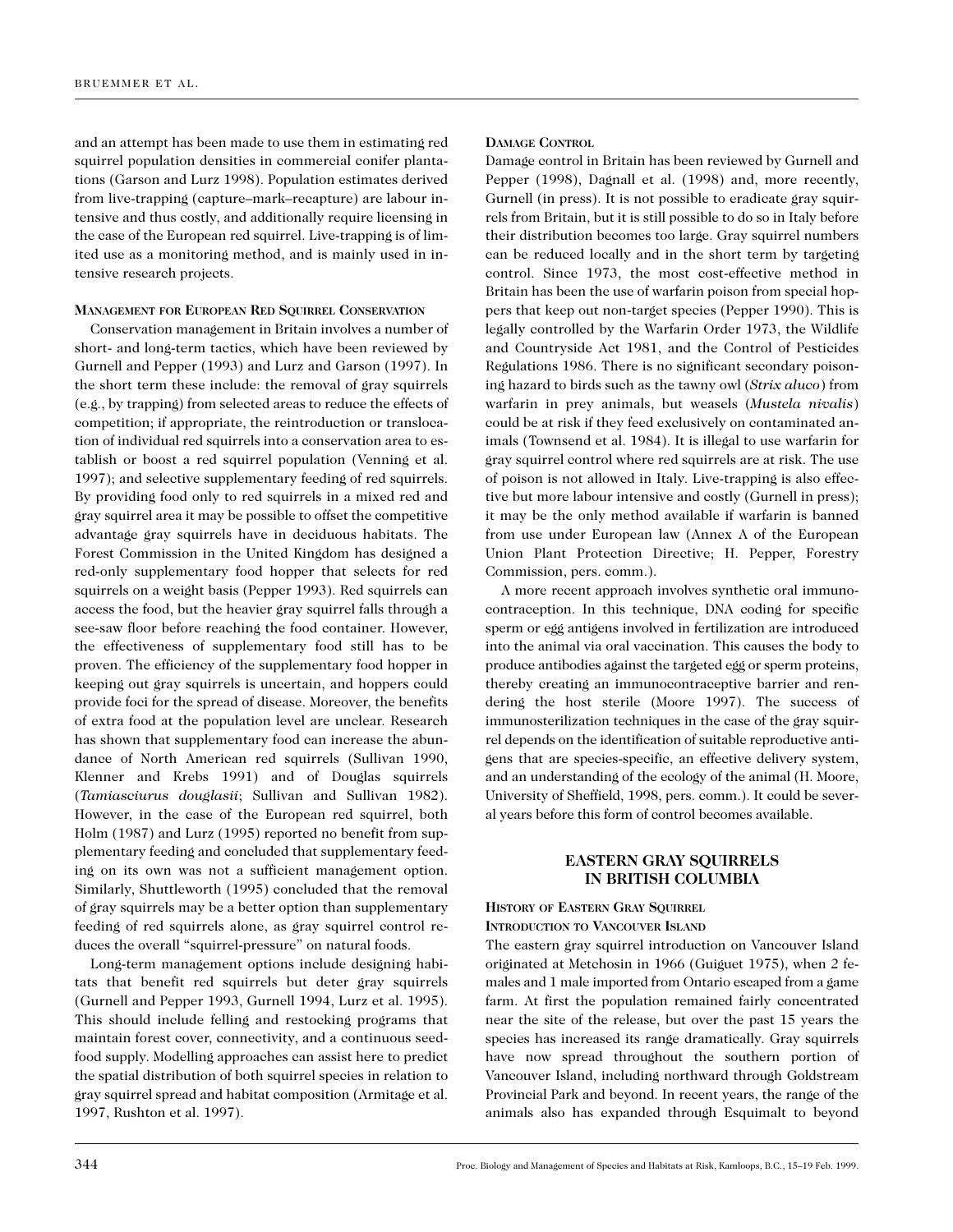and an attempt has been made to use them in estimating red squirrel population densities in commercial conifer plantations (Garson and Lurz 1998). Population estimates derived from live-trapping (capture–mark–recapture) are labour intensive and thus costly, and additionally require licensing in the case of the European red squirrel. Live-trapping is of limited use as a monitoring method, and is mainly used in intensive research projects.

### Management for European Red Squirrel Conservation

Conservation management in Britain involves a number of short- and long-term tactics, which have been reviewed by Gurnell and Pepper (1993) and Lurz and Garson (1997). In the short term these include: the removal of gray squirrels (e.g., by trapping) from selected areas to reduce the effects of competition; if appropriate, the reintroduction or translocation of individual red squirrels into a conservation area to establish or boost a red squirrel population (Venning et al. 1997); and selective supplementary feeding of red squirrels. By providing food only to red squirrels in a mixed red and gray squirrel area it may be possible to offset the competitive advantage gray squirrels have in deciduous habitats. The Forest Commission in the United Kingdom has designed a red-only supplementary food hopper that selects for red squirrels on a weight basis (Pepper 1993). Red squirrels can access the food, but the heavier gray squirrel falls through a see-saw floor before reaching the food container. However, the effectiveness of supplementary food still has to be proven. The efficiency of the supplementary food hopper in keeping out gray squirrels is uncertain, and hoppers could provide foci for the spread of disease. Moreover, the benefits of extra food at the population level are unclear. Research has shown that supplementary food can increase the abundance of North American red squirrels (Sullivan 1990, Klenner and Krebs 1991) and of Douglas squirrels (*Tamiasciurus douglasii*; Sullivan and Sullivan 1982). However, in the case of the European red squirrel, both Holm (1987) and Lurz (1995) reported no benefit from supplementary feeding and concluded that supplementary feeding on its own was not a sufficient management option. Similarly, Shuttleworth (1995) concluded that the removal of gray squirrels may be a better option than supplementary feeding of red squirrels alone, as gray squirrel control reduces the overall "squirrel-pressure" on natural foods.

Long-term management options include designing habitats that benefit red squirrels but deter gray squirrels (Gurnell and Pepper 1993, Gurnell 1994, Lurz et al. 1995). This should include felling and restocking programs that maintain forest cover, connectivity, and a continuous seed-food supply. Modelling approaches can assist here to predict the spatial distribution of both squirrel species in relation to gray squirrel spread and habitat composition (Armitage et al. 1997, Rushton et al. 1997).

### Damage Control

Damage control in Britain has been reviewed by Gurnell and Pepper (1998), Dagnall et al. (1998) and, more recently, Gurnell (in press). It is not possible to eradicate gray squirrels from Britain, but it is still possible to do so in Italy before their distribution becomes too large. Gray squirrel numbers can be reduced locally and in the short term by targeting control. Since 1973, the most cost-effective method in Britain has been the use of warfarin poison from special hoppers that keep out non-target species (Pepper 1990). This is legally controlled by the Warfarin Order 1973, the Wildlife and Countryside Act 1981, and the Control of Pesticides Regulations 1986. There is no significant secondary poisoning hazard to birds such as the tawny owl (*Strix aluco*) from warfarin in prey animals, but weasels (*Mustela nivalis*) could be at risk if they feed exclusively on contaminated animals (Townsend et al. 1984). It is illegal to use warfarin for gray squirrel control where red squirrels are at risk. The use of poison is not allowed in Italy. Live-trapping is also effective but more labour intensive and costly (Gurnell in press); it may be the only method available if warfarin is banned from use under European law (Annex A of the European Union Plant Protection Directive; H. Pepper, Forestry Commission, pers. comm.).

A more recent approach involves synthetic oral immunocontraception. In this technique, DNA coding for specific sperm or egg antigens involved in fertilization are introduced into the animal via oral vaccination. This causes the body to produce antibodies against the targeted egg or sperm proteins, thereby creating an immunocontraceptive barrier and rendering the host sterile (Moore 1997). The success of immunosterilization techniques in the case of the gray squirrel depends on the identification of suitable reproductive antigens that are species-specific, an effective delivery system, and an understanding of the ecology of the animal (H. Moore, University of Sheffield, 1998, pers. comm.). It could be several years before this form of control becomes available.

## EASTERN GRAY SQUIRRELS IN BRITISH COLUMBIA

### History of Eastern Gray Squirrel Introduction to Vancouver Island

The eastern gray squirrel introduction on Vancouver Island originated at Metchosin in 1966 (Guiguet 1975), when 2 females and 1 male imported from Ontario escaped from a game farm. At first the population remained fairly concentrated near the site of the release, but over the past 15 years the species has increased its range dramatically. Gray squirrels have now spread throughout the southern portion of Vancouver Island, including northward through Goldstream Provincial Park and beyond. In recent years, the range of the animals also has expanded through Esquimalt to beyond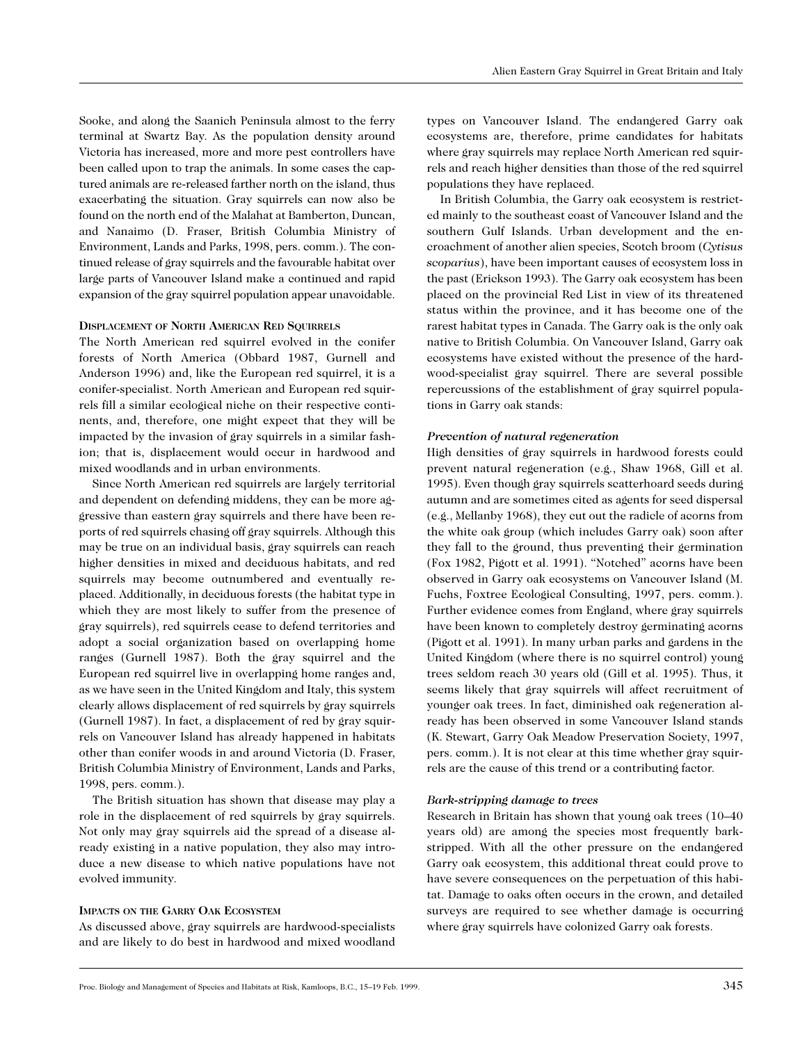Sooke, and along the Saanich Peninsula almost to the ferry terminal at Swartz Bay. As the population density around Victoria has increased, more and more pest controllers have been called upon to trap the animals. In some cases the captured animals are re-released farther north on the island, thus exacerbating the situation. Gray squirrels can now also be found on the north end of the Malahat at Bamberton, Duncan, and Nanaimo (D. Fraser, British Columbia Ministry of Environment, Lands and Parks, 1998, pers. comm.). The continued release of gray squirrels and the favourable habitat over large parts of Vancouver Island make a continued and rapid expansion of the gray squirrel population appear unavoidable.

### Displacement of North American Red Squirrels

The North American red squirrel evolved in the conifer forests of North America (Obbard 1987, Gurnell and Anderson 1996) and, like the European red squirrel, it is a conifer-specialist. North American and European red squirrels fill a similar ecological niche on their respective continents, and, therefore, one might expect that they will be impacted by the invasion of gray squirrels in a similar fashion; that is, displacement would occur in hardwood and mixed woodlands and in urban environments.

Since North American red squirrels are largely territorial and dependent on defending middens, they can be more aggressive than eastern gray squirrels and there have been reports of red squirrels chasing off gray squirrels. Although this may be true on an individual basis, gray squirrels can reach higher densities in mixed and deciduous habitats, and red squirrels may become outnumbered and eventually replaced. Additionally, in deciduous forests (the habitat type in which they are most likely to suffer from the presence of gray squirrels), red squirrels cease to defend territories and adopt a social organization based on overlapping home ranges (Gurnell 1987). Both the gray squirrel and the European red squirrel live in overlapping home ranges and, as we have seen in the United Kingdom and Italy, this system clearly allows displacement of red squirrels by gray squirrels (Gurnell 1987). In fact, a displacement of red by gray squirrels on Vancouver Island has already happened in habitats other than conifer woods in and around Victoria (D. Fraser, British Columbia Ministry of Environment, Lands and Parks, 1998, pers. comm.).

The British situation has shown that disease may play a role in the displacement of red squirrels by gray squirrels. Not only may gray squirrels aid the spread of a disease already existing in a native population, they also may introduce a new disease to which native populations have not evolved immunity.

### Impacts on the Garry Oak Ecosystem

As discussed above, gray squirrels are hardwood-specialists and are likely to do best in hardwood and mixed woodland types on Vancouver Island. The endangered Garry oak ecosystems are, therefore, prime candidates for habitats where gray squirrels may replace North American red squirrels and reach higher densities than those of the red squirrel populations they have replaced.

In British Columbia, the Garry oak ecosystem is restricted mainly to the southeast coast of Vancouver Island and the southern Gulf Islands. Urban development and the encroachment of another alien species, Scotch broom (*Cytisus scoparius*), have been important causes of ecosystem loss in the past (Erickson 1993). The Garry oak ecosystem has been placed on the provincial Red List in view of its threatened status within the province, and it has become one of the rarest habitat types in Canada. The Garry oak is the only oak native to British Columbia. On Vancouver Island, Garry oak ecosystems have existed without the presence of the hardwood-specialist gray squirrel. There are several possible repercussions of the establishment of gray squirrel populations in Garry oak stands:

#### *Prevention of natural regeneration*

High densities of gray squirrels in hardwood forests could prevent natural regeneration (e.g., Shaw 1968, Gill et al. 1995). Even though gray squirrels scatterhoard seeds during autumn and are sometimes cited as agents for seed dispersal (e.g., Mellanby 1968), they cut out the radicle of acorns from the white oak group (which includes Garry oak) soon after they fall to the ground, thus preventing their germination (Fox 1982, Pigott et al. 1991). "Notched" acorns have been observed in Garry oak ecosystems on Vancouver Island (M. Fuchs, Foxtree Ecological Consulting, 1997, pers. comm.). Further evidence comes from England, where gray squirrels have been known to completely destroy germinating acorns (Pigott et al. 1991). In many urban parks and gardens in the United Kingdom (where there is no squirrel control) young trees seldom reach 30 years old (Gill et al. 1995). Thus, it seems likely that gray squirrels will affect recruitment of younger oak trees. In fact, diminished oak regeneration already has been observed in some Vancouver Island stands (K. Stewart, Garry Oak Meadow Preservation Society, 1997, pers. comm.). It is not clear at this time whether gray squirrels are the cause of this trend or a contributing factor.

#### *Bark-stripping damage to trees*

Research in Britain has shown that young oak trees (10–40 years old) are among the species most frequently bark-stripped. With all the other pressure on the endangered Garry oak ecosystem, this additional threat could prove to have severe consequences on the perpetuation of this habitat. Damage to oaks often occurs in the crown, and detailed surveys are required to see whether damage is occurring where gray squirrels have colonized Garry oak forests.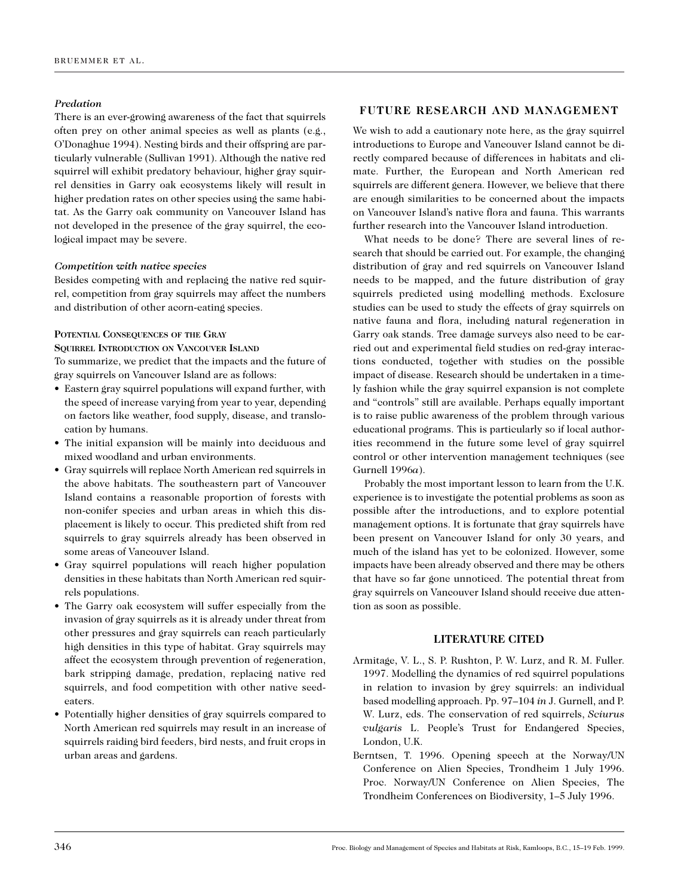### *Predation*

There is an ever-growing awareness of the fact that squirrels often prey on other animal species as well as plants (e.g., O'Donaghue 1994). Nesting birds and their offspring are particularly vulnerable (Sullivan 1991). Although the native red squirrel will exhibit predatory behaviour, higher gray squirrel densities in Garry oak ecosystems likely will result in higher predation rates on other species using the same habitat. As the Garry oak community on Vancouver Island has not developed in the presence of the gray squirrel, the ecological impact may be severe.

### *Competition with native species*

Besides competing with and replacing the native red squirrel, competition from gray squirrels may affect the numbers and distribution of other acorn-eating species.

### Potential Consequences of the Gray Squirrel Introduction on Vancouver Island

To summarize, we predict that the impacts and the future of gray squirrels on Vancouver Island are as follows:

- Eastern gray squirrel populations will expand further, with the speed of increase varying from year to year, depending on factors like weather, food supply, disease, and translocation by humans.
- The initial expansion will be mainly into deciduous and mixed woodland and urban environments.
- Gray squirrels will replace North American red squirrels in the above habitats. The southeastern part of Vancouver Island contains a reasonable proportion of forests with non-conifer species and urban areas in which this displacement is likely to occur. This predicted shift from red squirrels to gray squirrels already has been observed in some areas of Vancouver Island.
- Gray squirrel populations will reach higher population densities in these habitats than North American red squirrels populations.
- The Garry oak ecosystem will suffer especially from the invasion of gray squirrels as it is already under threat from other pressures and gray squirrels can reach particularly high densities in this type of habitat. Gray squirrels may affect the ecosystem through prevention of regeneration, bark stripping damage, predation, replacing native red squirrels, and food competition with other native seed-eaters.
- Potentially higher densities of gray squirrels compared to North American red squirrels may result in an increase of squirrels raiding bird feeders, bird nests, and fruit crops in urban areas and gardens.

## FUTURE RESEARCH AND MANAGEMENT

We wish to add a cautionary note here, as the gray squirrel introductions to Europe and Vancouver Island cannot be directly compared because of differences in habitats and climate. Further, the European and North American red squirrels are different genera. However, we believe that there are enough similarities to be concerned about the impacts on Vancouver Island's native flora and fauna. This warrants further research into the Vancouver Island introduction.

What needs to be done? There are several lines of research that should be carried out. For example, the changing distribution of gray and red squirrels on Vancouver Island needs to be mapped, and the future distribution of gray squirrels predicted using modelling methods. Exclosure studies can be used to study the effects of gray squirrels on native fauna and flora, including natural regeneration in Garry oak stands. Tree damage surveys also need to be carried out and experimental field studies on red-gray interactions conducted, together with studies on the possible impact of disease. Research should be undertaken in a timely fashion while the gray squirrel expansion is not complete and "controls" still are available. Perhaps equally important is to raise public awareness of the problem through various educational programs. This is particularly so if local authorities recommend in the future some level of gray squirrel control or other intervention management techniques (see Gurnell 1996*a*).

Probably the most important lesson to learn from the U.K. experience is to investigate the potential problems as soon as possible after the introductions, and to explore potential management options. It is fortunate that gray squirrels have been present on Vancouver Island for only 30 years, and much of the island has yet to be colonized. However, some impacts have been already observed and there may be others that have so far gone unnoticed. The potential threat from gray squirrels on Vancouver Island should receive due attention as soon as possible.

## LITERATURE CITED

Armitage, V. L., S. P. Rushton, P. W. Lurz, and R. M. Fuller. 1997. Modelling the dynamics of red squirrel populations in relation to invasion by grey squirrels: an individual based modelling approach. Pp. 97–104 *in* J. Gurnell, and P. W. Lurz, eds. The conservation of red squirrels, *Sciurus vulgaris* L. People's Trust for Endangered Species, London, U.K.

Berntsen, T. 1996. Opening speech at the Norway/UN Conference on Alien Species, Trondheim 1 July 1996. Proc. Norway/UN Conference on Alien Species, The Trondheim Conferences on Biodiversity, 1–5 July 1996.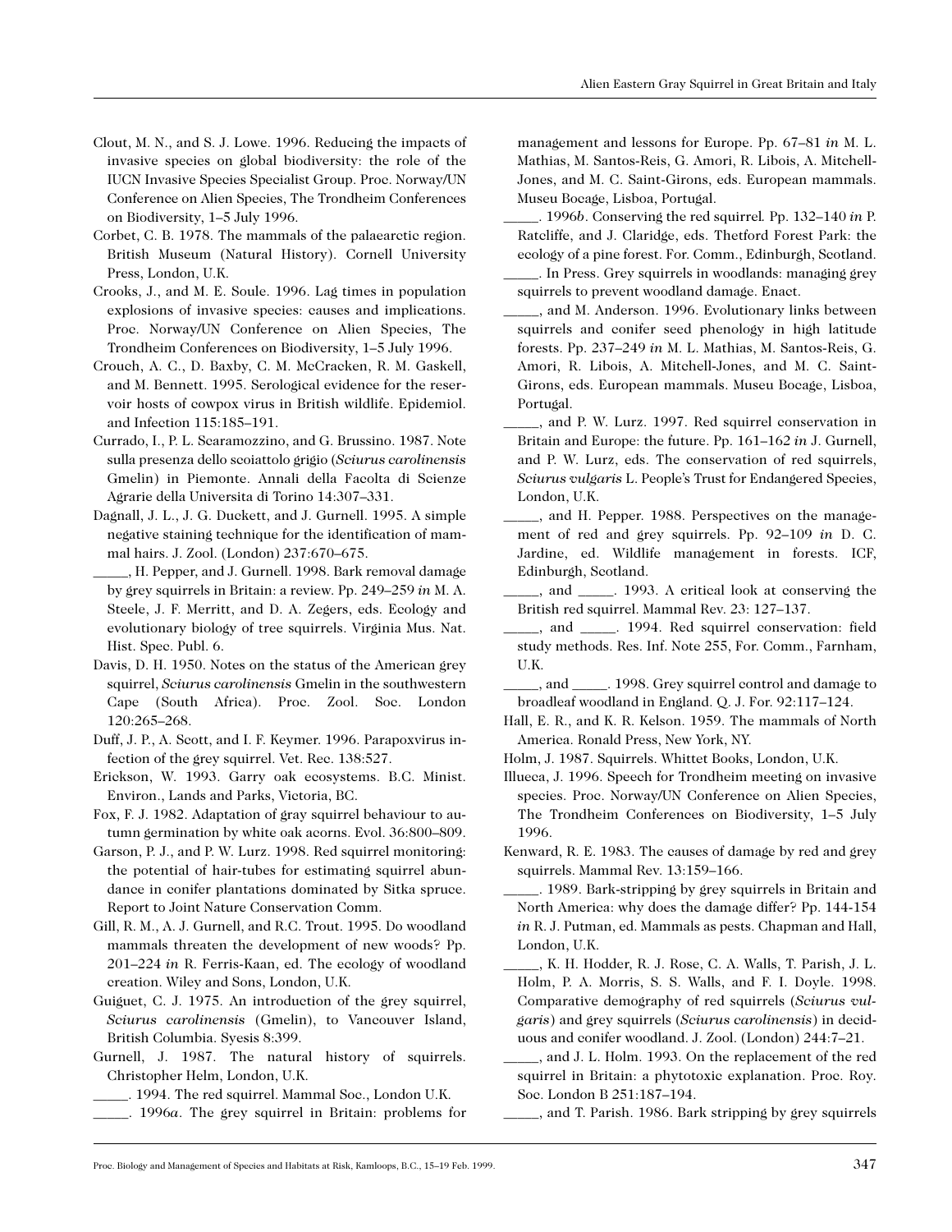Clout, M. N., and S. J. Lowe. 1996. Reducing the impacts of invasive species on global biodiversity: the role of the IUCN Invasive Species Specialist Group. Proc. Norway/UN Conference on Alien Species, The Trondheim Conferences on Biodiversity, 1–5 July 1996.

Corbet, C. B. 1978. The mammals of the palaearctic region. British Museum (Natural History). Cornell University Press, London, U.K.

Crooks, J., and M. E. Soule. 1996. Lag times in population explosions of invasive species: causes and implications. Proc. Norway/UN Conference on Alien Species, The Trondheim Conferences on Biodiversity, 1–5 July 1996.

Crouch, A. C., D. Baxby, C. M. McCracken, R. M. Gaskell, and M. Bennett. 1995. Serological evidence for the reservoir hosts of cowpox virus in British wildlife. Epidemiol. and Infection 115:185–191.

Currado, I., P. L. Scaramozzino, and G. Brussino. 1987. Note sulla presenza dello scoiattolo grigio (*Sciurus carolinensis* Gmelin) in Piemonte. Annali della Facolta di Scienze Agrarie della Universita di Torino 14:307–331.

Dagnall, J. L., J. G. Duckett, and J. Gurnell. 1995. A simple negative staining technique for the identification of mammal hairs. J. Zool. (London) 237:670–675.

_____, H. Pepper, and J. Gurnell. 1998. Bark removal damage by grey squirrels in Britain: a review. Pp. 249–259 *in* M. A. Steele, J. F. Merritt, and D. A. Zegers, eds. Ecology and evolutionary biology of tree squirrels. Virginia Mus. Nat. Hist. Spec. Publ. 6.

Davis, D. H. 1950. Notes on the status of the American grey squirrel, *Sciurus carolinensis* Gmelin in the southwestern Cape (South Africa). Proc. Zool. Soc. London 120:265–268.

Duff, J. P., A. Scott, and I. F. Keymer. 1996. Parapoxvirus infection of the grey squirrel. Vet. Rec. 138:527.

Erickson, W. 1993. Garry oak ecosystems. B.C. Minist. Environ., Lands and Parks, Victoria, BC.

Fox, F. J. 1982. Adaptation of gray squirrel behaviour to autumn germination by white oak acorns. Evol. 36:800–809.

Garson, P. J., and P. W. Lurz. 1998. Red squirrel monitoring: the potential of hair-tubes for estimating squirrel abundance in conifer plantations dominated by Sitka spruce. Report to Joint Nature Conservation Comm.

Gill, R. M., A. J. Gurnell, and R.C. Trout. 1995. Do woodland mammals threaten the development of new woods? Pp. 201–224 *in* R. Ferris-Kaan, ed. The ecology of woodland creation. Wiley and Sons, London, U.K.

Guiguet, C. J. 1975. An introduction of the grey squirrel, *Sciurus carolinensis* (Gmelin), to Vancouver Island, British Columbia. Syesis 8:399.

Gurnell, J. 1987. The natural history of squirrels. Christopher Helm, London, U.K.

_____. 1994. The red squirrel. Mammal Soc., London U.K.

_____. 1996*a*. The grey squirrel in Britain: problems for management and lessons for Europe. Pp. 67–81 *in* M. L. Mathias, M. Santos-Reis, G. Amori, R. Libois, A. Mitchell-Jones, and M. C. Saint-Girons, eds. European mammals. Museu Bocage, Lisboa, Portugal.

_____. 1996*b*. Conserving the red squirrel. Pp. 132–140 *in* P. Ratcliffe, and J. Claridge, eds. Thetford Forest Park: the ecology of a pine forest. For. Comm., Edinburgh, Scotland.

_____. In Press. Grey squirrels in woodlands: managing grey squirrels to prevent woodland damage. Enact.

_____, and M. Anderson. 1996. Evolutionary links between squirrels and conifer seed phenology in high latitude forests. Pp. 237–249 *in* M. L. Mathias, M. Santos-Reis, G. Amori, R. Libois, A. Mitchell-Jones, and M. C. Saint-Girons, eds. European mammals. Museu Bocage, Lisboa, Portugal.

_____, and P. W. Lurz. 1997. Red squirrel conservation in Britain and Europe: the future. Pp. 161–162 *in* J. Gurnell, and P. W. Lurz, eds. The conservation of red squirrels, *Sciurus vulgaris* L. People's Trust for Endangered Species, London, U.K.

_____, and H. Pepper. 1988. Perspectives on the management of red and grey squirrels. Pp. 92–109 *in* D. C. Jardine, ed. Wildlife management in forests. ICF, Edinburgh, Scotland.

_____, and _____. 1993. A critical look at conserving the British red squirrel. Mammal Rev. 23: 127–137.

_____, and _____. 1994. Red squirrel conservation: field study methods. Res. Inf. Note 255, For. Comm., Farnham, U.K.

_____, and _____. 1998. Grey squirrel control and damage to broadleaf woodland in England. Q. J. For. 92:117–124.

Hall, E. R., and K. R. Kelson. 1959. The mammals of North America. Ronald Press, New York, NY.

Holm, J. 1987. Squirrels. Whittet Books, London, U.K.

Illueca, J. 1996. Speech for Trondheim meeting on invasive species. Proc. Norway/UN Conference on Alien Species, The Trondheim Conferences on Biodiversity, 1–5 July 1996.

Kenward, R. E. 1983. The causes of damage by red and grey squirrels. Mammal Rev. 13:159–166.

_____. 1989. Bark-stripping by grey squirrels in Britain and North America: why does the damage differ? Pp. 144-154 *in* R. J. Putman, ed. Mammals as pests. Chapman and Hall, London, U.K.

_____, K. H. Hodder, R. J. Rose, C. A. Walls, T. Parish, J. L. Holm, P. A. Morris, S. S. Walls, and F. I. Doyle. 1998. Comparative demography of red squirrels (*Sciurus vulgaris*) and grey squirrels (*Sciurus carolinensis*) in deciduous and conifer woodland. J. Zool. (London) 244:7–21.

_____, and J. L. Holm. 1993. On the replacement of the red squirrel in Britain: a phytotoxic explanation. Proc. Roy. Soc. London B 251:187–194.

_____, and T. Parish. 1986. Bark stripping by grey squirrels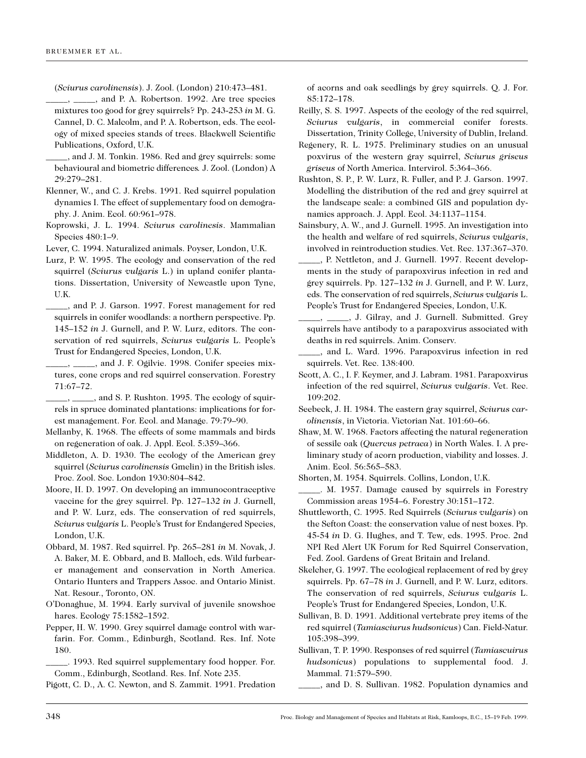(*Sciurus carolinensis*). J. Zool. (London) 210:473–481.

_____, _____, and P. A. Robertson. 1992. Are tree species mixtures too good for grey squirrels? Pp. 243-253 *in* M. G. Cannel, D. C. Malcolm, and P. A. Robertson, eds. The ecology of mixed species stands of trees. Blackwell Scientific Publications, Oxford, U.K.

_____, and J. M. Tonkin. 1986. Red and grey squirrels: some behavioural and biometric differences*.* J. Zool. (London) A 29:279–281.

Klenner, W., and C. J. Krebs. 1991. Red squirrel population dynamics I. The effect of supplementary food on demography. J. Anim. Ecol. 60:961–978.

Koprowski, J. L. 1994. *Sciurus carolinesis*. Mammalian Species 480:1–9.

Lever, C. 1994. Naturalized animals. Poyser, London, U.K.

Lurz, P. W. 1995. The ecology and conservation of the red squirrel (*Sciurus vulgaris* L.) in upland conifer plantations. Dissertation, University of Newcastle upon Tyne, U.K.

_____, and P. J. Garson. 1997. Forest management for red squirrels in conifer woodlands: a northern perspective. Pp. 145–152 *in* J. Gurnell, and P. W. Lurz, editors. The conservation of red squirrels, *Sciurus vulgaris* L. People's Trust for Endangered Species, London, U.K.

_____, _____, and J. F. Ogilvie. 1998. Conifer species mixtures, cone crops and red squirrel conservation. Forestry 71:67–72.

_____, _____, and S. P. Rushton. 1995. The ecology of squirrels in spruce dominated plantations: implications for forest management. For. Ecol. and Manage. 79:79–90.

Mellanby, K. 1968. The effects of some mammals and birds on regeneration of oak. J. Appl. Ecol. 5:359–366.

Middleton, A. D. 1930. The ecology of the American grey squirrel (*Sciurus carolinensis* Gmelin) in the British isles. Proc. Zool. Soc. London 1930:804–842.

Moore, H. D. 1997. On developing an immunocontraceptive vaccine for the grey squirrel. Pp. 127–132 *in* J. Gurnell, and P. W. Lurz, eds. The conservation of red squirrels, *Sciurus vulgaris* L. People's Trust for Endangered Species, London, U.K.

Obbard, M. 1987. Red squirrel. Pp. 265–281 *in* M. Novak, J. A. Baker, M. E. Obbard, and B. Malloch, eds. Wild furbearer management and conservation in North America. Ontario Hunters and Trappers Assoc. and Ontario Minist. Nat. Resour., Toronto, ON.

O'Donaghue, M. 1994. Early survival of juvenile snowshoe hares. Ecology 75:1582–1592.

Pepper, H. W. 1990. Grey squirrel damage control with warfarin. For. Comm., Edinburgh, Scotland. Res. Inf. Note 180.

_____. 1993. Red squirrel supplementary food hopper. For. Comm., Edinburgh, Scotland. Res. Inf. Note 235.

Pigott, C. D., A. C. Newton, and S. Zammit. 1991. Predation of acorns and oak seedlings by grey squirrels. Q. J. For. 85:172–178.

Reilly, S. S. 1997. Aspects of the ecology of the red squirrel, *Sciurus vulgaris*, in commercial conifer forests. Dissertation, Trinity College, University of Dublin, Ireland.

Regenery, R. L. 1975. Preliminary studies on an unusual poxvirus of the western gray squirrel, *Sciurus griseus griseus* of North America. Intervirol. 5:364–366.

Rushton, S. P., P. W. Lurz, R. Fuller, and P. J. Garson. 1997. Modelling the distribution of the red and grey squirrel at the landscape scale: a combined GIS and population dynamics approach. J. Appl. Ecol. 34:1137–1154.

Sainsbury, A. W., and J. Gurnell. 1995. An investigation into the health and welfare of red squirrels, *Sciurus vulgaris*, involved in reintroduction studies. Vet. Rec. 137:367–370.

_____, P. Nettleton, and J. Gurnell. 1997. Recent developments in the study of parapoxvirus infection in red and grey squirrels. Pp. 127–132 *in* J. Gurnell, and P. W. Lurz, eds. The conservation of red squirrels, *Sciurus vulgaris* L. People's Trust for Endangered Species, London, U.K.

_____, _____, J. Gilray, and J. Gurnell. Submitted. Grey squirrels have antibody to a parapoxvirus associated with deaths in red squirrels. Anim. Conserv.

_____, and L. Ward. 1996. Parapoxvirus infection in red squirrels. Vet. Rec. 138:400.

Scott, A. C., I. F. Keymer, and J. Labram. 1981. Parapoxvirus infection of the red squirrel, *Sciurus vulgaris*. Vet. Rec. 109:202.

Seebeck, J. H. 1984. The eastern gray squirrel, *Sciurus carolinensis*, in Victoria. Victorian Nat. 101:60–66.

Shaw, M. W. 1968. Factors affecting the natural regeneration of sessile oak (*Quercus petraea*) in North Wales. I. A preliminary study of acorn production, viability and losses. J. Anim. Ecol. 56:565–583.

Shorten, M. 1954. Squirrels. Collins, London, U.K.

_____. M. 1957. Damage caused by squirrels in Forestry Commission areas 1954–6. Forestry 30:151–172.

Shuttleworth, C. 1995. Red Squirrels (*Sciurus vulgaris*) on the Sefton Coast: the conservation value of nest boxes. Pp. 45-54 *in* D. G. Hughes, and T. Tew, eds. 1995. Proc. 2nd NPI Red Alert UK Forum for Red Squirrel Conservation, Fed. Zool. Gardens of Great Britain and Ireland.

Skelcher, G. 1997. The ecological replacement of red by grey squirrels. Pp. 67–78 *in* J. Gurnell, and P. W. Lurz, editors. The conservation of red squirrels, *Sciurus vulgaris* L. People's Trust for Endangered Species, London, U.K.

Sullivan, B. D. 1991. Additional vertebrate prey items of the red squirrel (*Tamiasciurus hudsonicus*) Can. Field-Natur. 105:398–399.

Sullivan, T. P. 1990. Responses of red squirrel (*Tamiascuirus hudsonicus*) populations to supplemental food. J. Mammal. 71:579–590.

_____, and D. S. Sullivan. 1982. Population dynamics and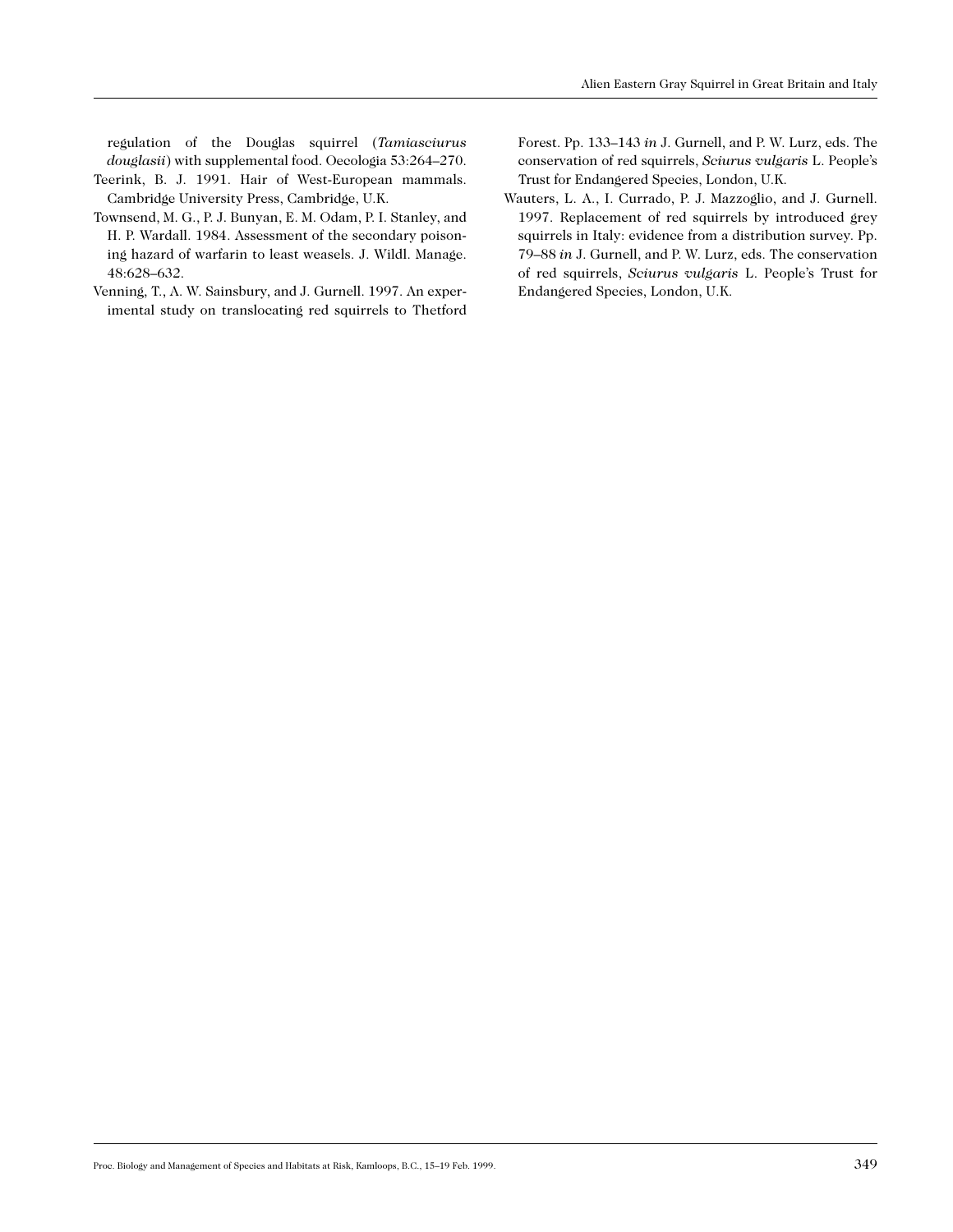regulation of the Douglas squirrel (*Tamiasciurus douglasii*) with supplemental food. Oecologia 53:264–270.

Teerink, B. J. 1991. Hair of West-European mammals. Cambridge University Press, Cambridge, U.K.

Townsend, M. G., P. J. Bunyan, E. M. Odam, P. I. Stanley, and H. P. Wardall. 1984. Assessment of the secondary poisoning hazard of warfarin to least weasels. J. Wildl. Manage. 48:628–632.

Venning, T., A. W. Sainsbury, and J. Gurnell. 1997. An experimental study on translocating red squirrels to Thetford Forest. Pp. 133–143 *in* J. Gurnell, and P. W. Lurz, eds. The conservation of red squirrels, *Sciurus vulgaris* L. People's Trust for Endangered Species, London, U.K.

Wauters, L. A., I. Currado, P. J. Mazzoglio, and J. Gurnell. 1997. Replacement of red squirrels by introduced grey squirrels in Italy: evidence from a distribution survey. Pp. 79–88 *in* J. Gurnell, and P. W. Lurz, eds. The conservation of red squirrels, *Sciurus vulgaris* L. People's Trust for Endangered Species, London, U.K.